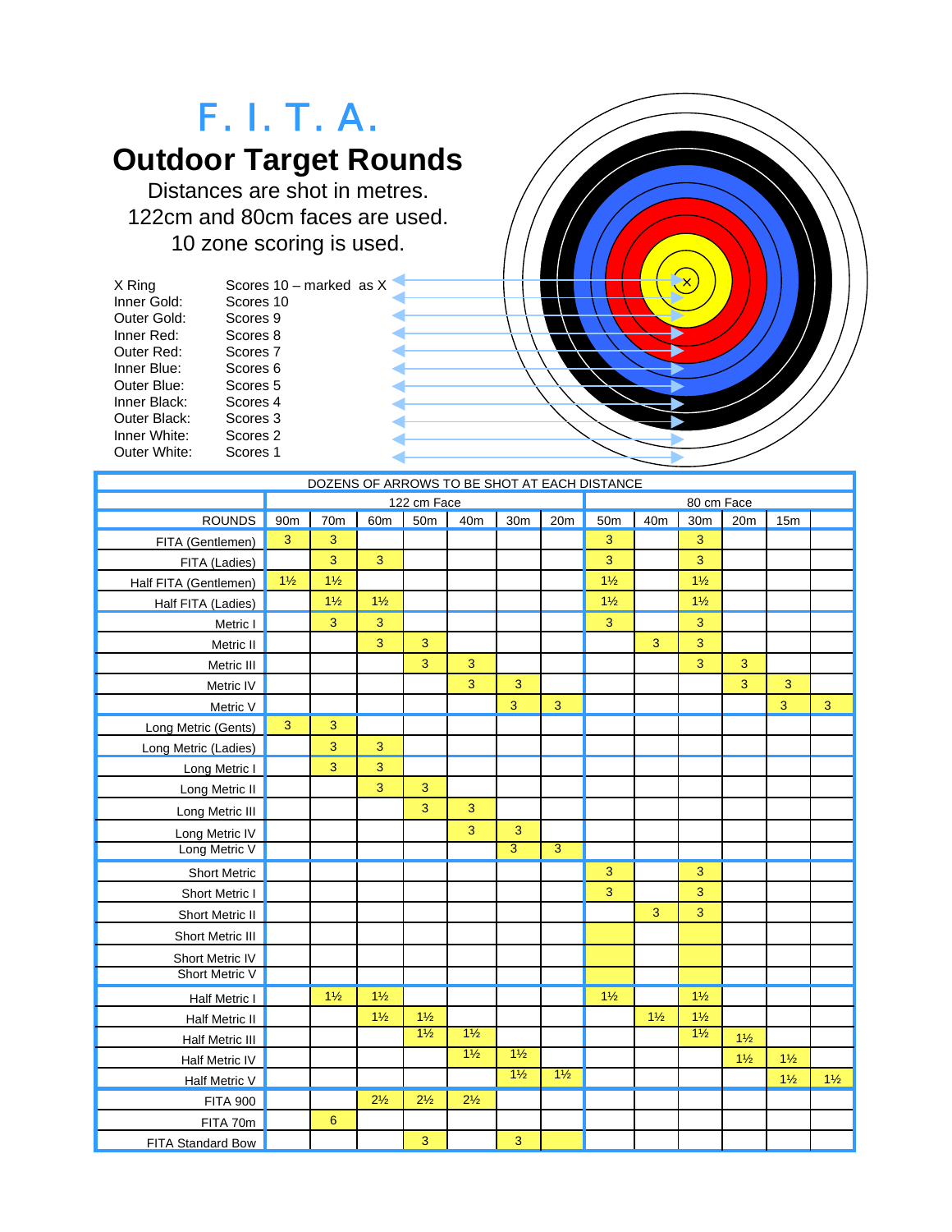# F. I. T. A.

## Outdoor Target Rounds

Distances are shot in metres.
122cm and 80cm faces are used.
10 zone scoring is used.

| Ring | Score |
|---|---|
| X Ring | Scores 10 – marked as X |
| Inner Gold: | Scores 10 |
| Outer Gold: | Scores 9 |
| Inner Red: | Scores 8 |
| Outer Red: | Scores 7 |
| Inner Blue: | Scores 6 |
| Outer Blue: | Scores 5 |
| Inner Black: | Scores 4 |
| Outer Black: | Scores 3 |
| Inner White: | Scores 2 |
| Outer White: | Scores 1 |

| DOZENS OF ARROWS TO BE SHOT AT EACH DISTANCE | | | | | | | | | | | | | |
|---|---|---|---|---|---|---|---|---|---|---|---|---|---|
| | 122 cm Face | | | | | | | 80 cm Face | | | | | |
| ROUNDS | 90m | 70m | 60m | 50m | 40m | 30m | 20m | 50m | 40m | 30m | 20m | 15m | |
| FITA (Gentlemen) | 3 | 3 | | | | | | 3 | | 3 | | | |
| FITA (Ladies) | | 3 | 3 | | | | | 3 | | 3 | | | |
| Half FITA (Gentlemen) | 1½ | 1½ | | | | | | 1½ | | 1½ | | | |
| Half FITA (Ladies) | | 1½ | 1½ | | | | | 1½ | | 1½ | | | |
| Metric I | | 3 | 3 | | | | | 3 | | 3 | | | |
| Metric II | | | 3 | 3 | | | | | 3 | 3 | | | |
| Metric III | | | | 3 | 3 | | | | | 3 | 3 | | |
| Metric IV | | | | | 3 | 3 | | | | | 3 | 3 | |
| Metric V | | | | | | 3 | 3 | | | | | 3 | 3 |
| Long Metric (Gents) | 3 | 3 | | | | | | | | | | | |
| Long Metric (Ladies) | | 3 | 3 | | | | | | | | | | |
| Long Metric I | | 3 | 3 | | | | | | | | | | |
| Long Metric II | | | 3 | 3 | | | | | | | | | |
| Long Metric III | | | | 3 | 3 | | | | | | | | |
| Long Metric IV | | | | | 3 | 3 | | | | | | | |
| Long Metric V | | | | | | 3 | 3 | | | | | | |
| Short Metric | | | | | | | | 3 | | 3 | | | |
| Short Metric I | | | | | | | | 3 | | 3 | | | |
| Short Metric II | | | | | | | | | 3 | 3 | | | |
| Short Metric III | | | | | | | | | | | | | |
| Short Metric IV | | | | | | | | | | | | | |
| Short Metric V | | | | | | | | | | | | | |
| Half Metric I | | 1½ | 1½ | | | | | 1½ | | 1½ | | | |
| Half Metric II | | | 1½ | 1½ | | | | | 1½ | 1½ | | | |
| Half Metric III | | | | 1½ | 1½ | | | | | 1½ | 1½ | | |
| Half Metric IV | | | | | 1½ | 1½ | | | | | 1½ | 1½ | |
| Half Metric V | | | | | | 1½ | 1½ | | | | | 1½ | 1½ |
| FITA 900 | | | 2½ | 2½ | 2½ | | | | | | | | |
| FITA 70m | | 6 | | | | | | | | | | | |
| FITA Standard Bow | | | | 3 | | 3 | | | | | | | |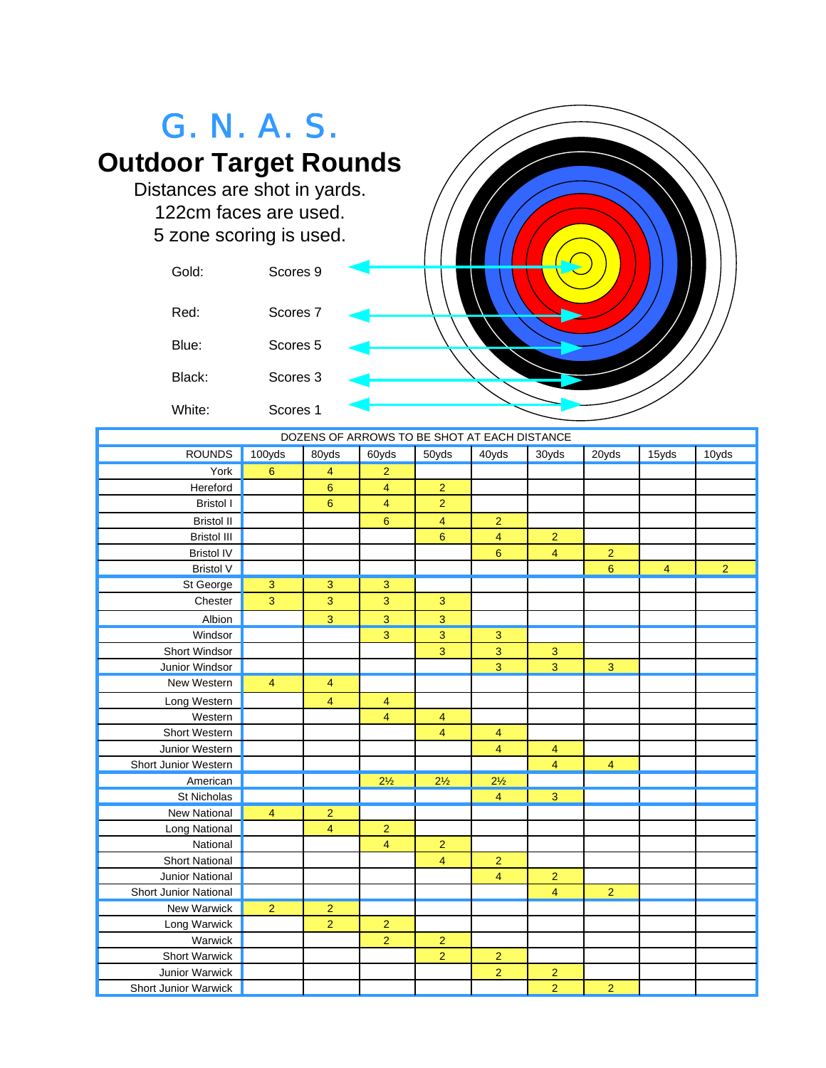G. N. A. S.

# Outdoor Target Rounds

Distances are shot in yards.
122cm faces are used.
5 zone scoring is used.

Gold: Scores 9

Red: Scores 7

Blue: Scores 5

Black: Scores 3

White: Scores 1

DOZENS OF ARROWS TO BE SHOT AT EACH DISTANCE

| ROUNDS | 100yds | 80yds | 60yds | 50yds | 40yds | 30yds | 20yds | 15yds | 10yds |
|---|---|---|---|---|---|---|---|---|---|
| York | 6 | 4 | 2 | | | | | | |
| Hereford | | 6 | 4 | 2 | | | | | |
| Bristol I | | 6 | 4 | 2 | | | | | |
| Bristol II | | | 6 | 4 | 2 | | | | |
| Bristol III | | | | 6 | 4 | 2 | | | |
| Bristol IV | | | | | 6 | 4 | 2 | | |
| Bristol V | | | | | | | 6 | 4 | 2 |
| St George | 3 | 3 | 3 | | | | | | |
| Chester | 3 | 3 | 3 | 3 | | | | | |
| Albion | | 3 | 3 | 3 | | | | | |
| Windsor | | | 3 | 3 | 3 | | | | |
| Short Windsor | | | | 3 | 3 | 3 | | | |
| Junior Windsor | | | | | 3 | 3 | 3 | | |
| New Western | 4 | 4 | | | | | | | |
| Long Western | | 4 | 4 | | | | | | |
| Western | | | 4 | 4 | | | | | |
| Short Western | | | | 4 | 4 | | | | |
| Junior Western | | | | | 4 | 4 | | | |
| Short Junior Western | | | | | | 4 | 4 | | |
| American | | | 2½ | 2½ | 2½ | | | | |
| St Nicholas | | | | | 4 | 3 | | | |
| New National | 4 | 2 | | | | | | | |
| Long National | | 4 | 2 | | | | | | |
| National | | | 4 | 2 | | | | | |
| Short National | | | | 4 | 2 | | | | |
| Junior National | | | | | 4 | 2 | | | |
| Short Junior National | | | | | | 4 | 2 | | |
| New Warwick | 2 | 2 | | | | | | | |
| Long Warwick | | 2 | 2 | | | | | | |
| Warwick | | | 2 | 2 | | | | | |
| Short Warwick | | | | 2 | 2 | | | | |
| Junior Warwick | | | | | 2 | 2 | | | |
| Short Junior Warwick | | | | | | 2 | 2 | | |